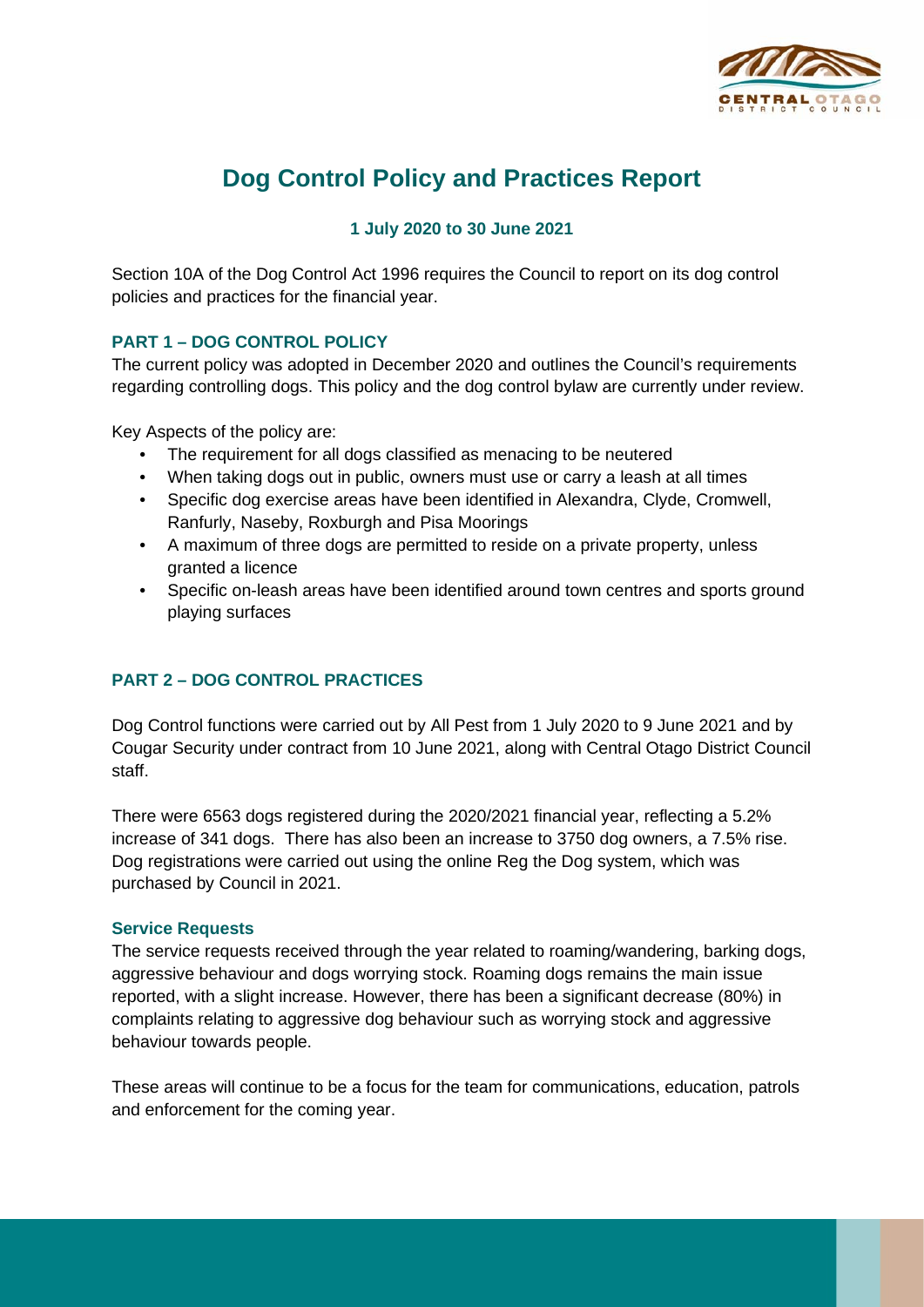# Dog Control Policy and Practices Report

**1 July 2020 to 30 June 2021**

Section 10A of the Dog Control Act 1996 requires the Council to report on its dog control policies and practices for the financial year.

## PART 1 – DOG CONTROL POLICY

The current policy was adopted in December 2020 and outlines the Council's requirements regarding controlling dogs. This policy and the dog control bylaw are currently under review.

Key Aspects of the policy are:

- The requirement for all dogs classified as menacing to be neutered
- When taking dogs out in public, owners must use or carry a leash at all times
- Specific dog exercise areas have been identified in Alexandra, Clyde, Cromwell, Ranfurly, Naseby, Roxburgh and Pisa Moorings
- A maximum of three dogs are permitted to reside on a private property, unless granted a licence
- Specific on-leash areas have been identified around town centres and sports ground playing surfaces

## PART 2 – DOG CONTROL PRACTICES

Dog Control functions were carried out by All Pest from 1 July 2020 to 9 June 2021 and by Cougar Security under contract from 10 June 2021, along with Central Otago District Council staff.

There were 6563 dogs registered during the 2020/2021 financial year, reflecting a 5.2% increase of 341 dogs. There has also been an increase to 3750 dog owners, a 7.5% rise. Dog registrations were carried out using the online Reg the Dog system, which was purchased by Council in 2021.

### Service Requests

The service requests received through the year related to roaming/wandering, barking dogs, aggressive behaviour and dogs worrying stock. Roaming dogs remains the main issue reported, with a slight increase. However, there has been a significant decrease (80%) in complaints relating to aggressive dog behaviour such as worrying stock and aggressive behaviour towards people.

These areas will continue to be a focus for the team for communications, education, patrols and enforcement for the coming year.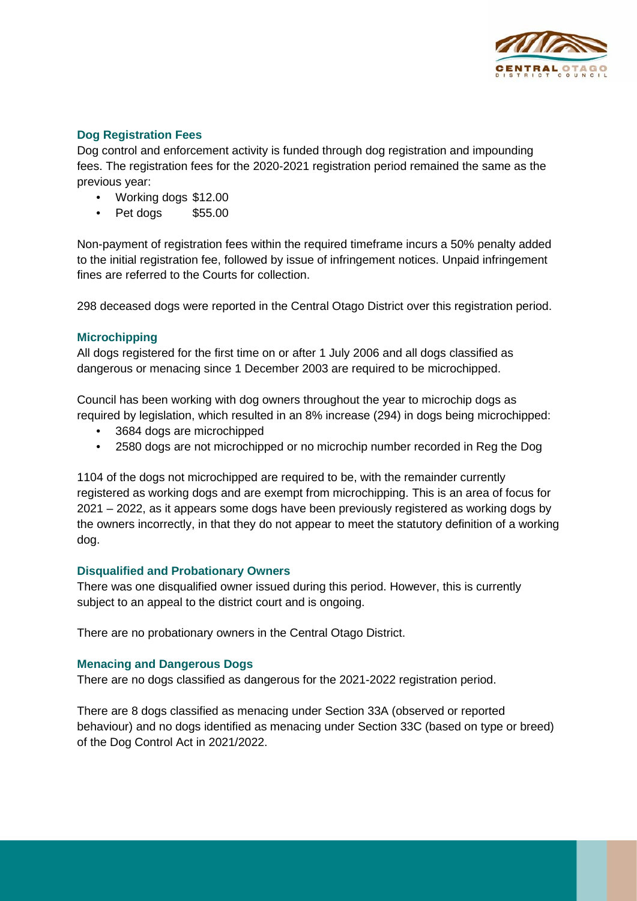### Dog Registration Fees

Dog control and enforcement activity is funded through dog registration and impounding fees. The registration fees for the 2020-2021 registration period remained the same as the previous year:

- Working dogs $12.00
- Pet dogs $55.00

Non-payment of registration fees within the required timeframe incurs a 50% penalty added to the initial registration fee, followed by issue of infringement notices. Unpaid infringement fines are referred to the Courts for collection.

298 deceased dogs were reported in the Central Otago District over this registration period.

### Microchipping

All dogs registered for the first time on or after 1 July 2006 and all dogs classified as dangerous or menacing since 1 December 2003 are required to be microchipped.

Council has been working with dog owners throughout the year to microchip dogs as required by legislation, which resulted in an 8% increase (294) in dogs being microchipped:

- 3684 dogs are microchipped
- 2580 dogs are not microchipped or no microchip number recorded in Reg the Dog

1104 of the dogs not microchipped are required to be, with the remainder currently registered as working dogs and are exempt from microchipping. This is an area of focus for 2021 – 2022, as it appears some dogs have been previously registered as working dogs by the owners incorrectly, in that they do not appear to meet the statutory definition of a working dog.

### Disqualified and Probationary Owners

There was one disqualified owner issued during this period. However, this is currently subject to an appeal to the district court and is ongoing.

There are no probationary owners in the Central Otago District.

### Menacing and Dangerous Dogs

There are no dogs classified as dangerous for the 2021-2022 registration period.

There are 8 dogs classified as menacing under Section 33A (observed or reported behaviour) and no dogs identified as menacing under Section 33C (based on type or breed) of the Dog Control Act in 2021/2022.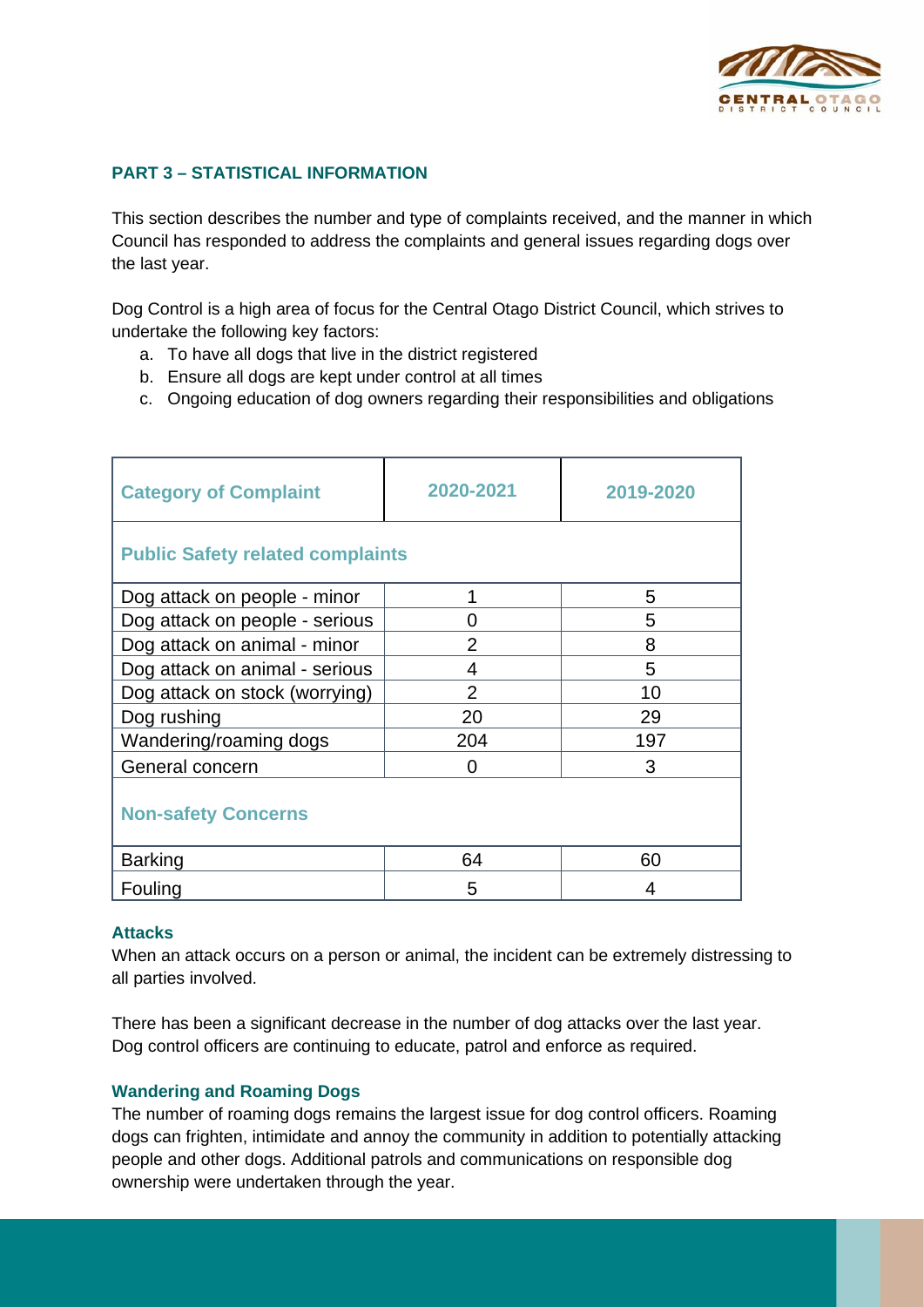## PART 3 – STATISTICAL INFORMATION

This section describes the number and type of complaints received, and the manner in which Council has responded to address the complaints and general issues regarding dogs over the last year.

Dog Control is a high area of focus for the Central Otago District Council, which strives to undertake the following key factors:

a. To have all dogs that live in the district registered
b. Ensure all dogs are kept under control at all times
c. Ongoing education of dog owners regarding their responsibilities and obligations

| Category of Complaint | 2020-2021 | 2019-2020 |
|---|---|---|
| **Public Safety related complaints** | | |
| Dog attack on people - minor | 1 | 5 |
| Dog attack on people - serious | 0 | 5 |
| Dog attack on animal - minor | 2 | 8 |
| Dog attack on animal - serious | 4 | 5 |
| Dog attack on stock (worrying) | 2 | 10 |
| Dog rushing | 20 | 29 |
| Wandering/roaming dogs | 204 | 197 |
| General concern | 0 | 3 |
| **Non-safety Concerns** | | |
| Barking | 64 | 60 |
| Fouling | 5 | 4 |

### Attacks

When an attack occurs on a person or animal, the incident can be extremely distressing to all parties involved.

There has been a significant decrease in the number of dog attacks over the last year. Dog control officers are continuing to educate, patrol and enforce as required.

### Wandering and Roaming Dogs

The number of roaming dogs remains the largest issue for dog control officers. Roaming dogs can frighten, intimidate and annoy the community in addition to potentially attacking people and other dogs. Additional patrols and communications on responsible dog ownership were undertaken through the year.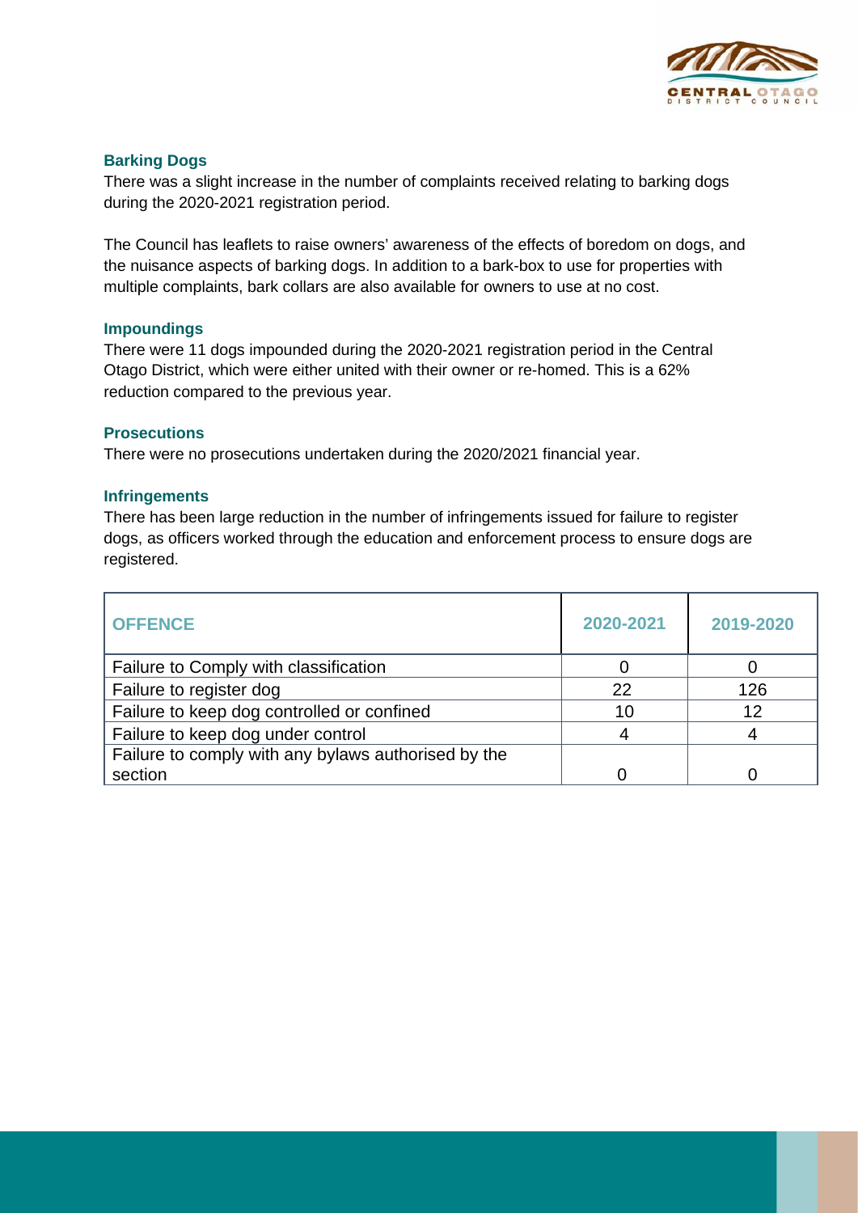### Barking Dogs

There was a slight increase in the number of complaints received relating to barking dogs during the 2020-2021 registration period.

The Council has leaflets to raise owners' awareness of the effects of boredom on dogs, and the nuisance aspects of barking dogs. In addition to a bark-box to use for properties with multiple complaints, bark collars are also available for owners to use at no cost.

### Impoundings

There were 11 dogs impounded during the 2020-2021 registration period in the Central Otago District, which were either united with their owner or re-homed. This is a 62% reduction compared to the previous year.

### Prosecutions

There were no prosecutions undertaken during the 2020/2021 financial year.

### Infringements

There has been large reduction in the number of infringements issued for failure to register dogs, as officers worked through the education and enforcement process to ensure dogs are registered.

| OFFENCE | 2020-2021 | 2019-2020 |
|---|---|---|
| Failure to Comply with classification | 0 | 0 |
| Failure to register dog | 22 | 126 |
| Failure to keep dog controlled or confined | 10 | 12 |
| Failure to keep dog under control | 4 | 4 |
| Failure to comply with any bylaws authorised by the section | 0 | 0 |